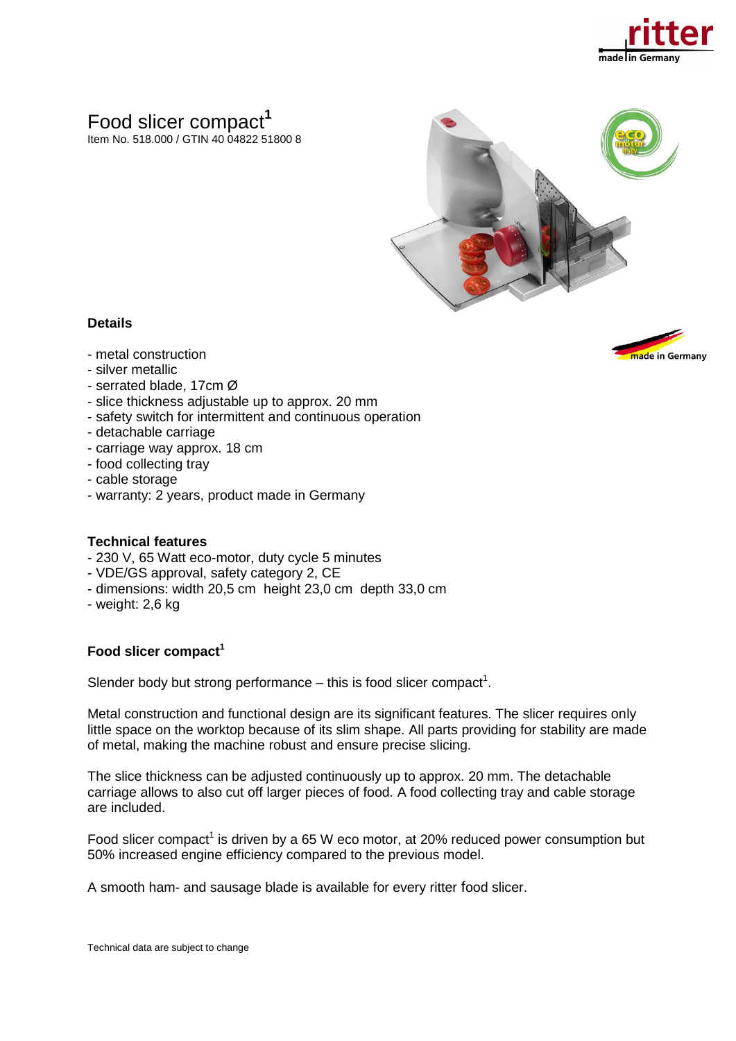# Food slicer compact[1]

Item No. 518.000 / GTIN 40 04822 51800 8

### Details

- metal construction
- silver metallic
- serrated blade, 17cm Ø
- slice thickness adjustable up to approx. 20 mm
- safety switch for intermittent and continuous operation
- detachable carriage
- carriage way approx. 18 cm
- food collecting tray
- cable storage
- warranty: 2 years, product made in Germany

### Technical features

- 230 V, 65 Watt eco-motor, duty cycle 5 minutes
- VDE/GS approval, safety category 2, CE
- dimensions: width 20,5 cm height 23,0 cm depth 33,0 cm
- weight: 2,6 kg

### Food slicer compact[1]

Slender body but strong performance – this is food slicer compact[1].

Metal construction and functional design are its significant features. The slicer requires only little space on the worktop because of its slim shape. All parts providing for stability are made of metal, making the machine robust and ensure precise slicing.

The slice thickness can be adjusted continuously up to approx. 20 mm. The detachable carriage allows to also cut off larger pieces of food. A food collecting tray and cable storage are included.

Food slicer compact[1] is driven by a 65 W eco motor, at 20% reduced power consumption but 50% increased engine efficiency compared to the previous model.

A smooth ham- and sausage blade is available for every ritter food slicer.

Technical data are subject to change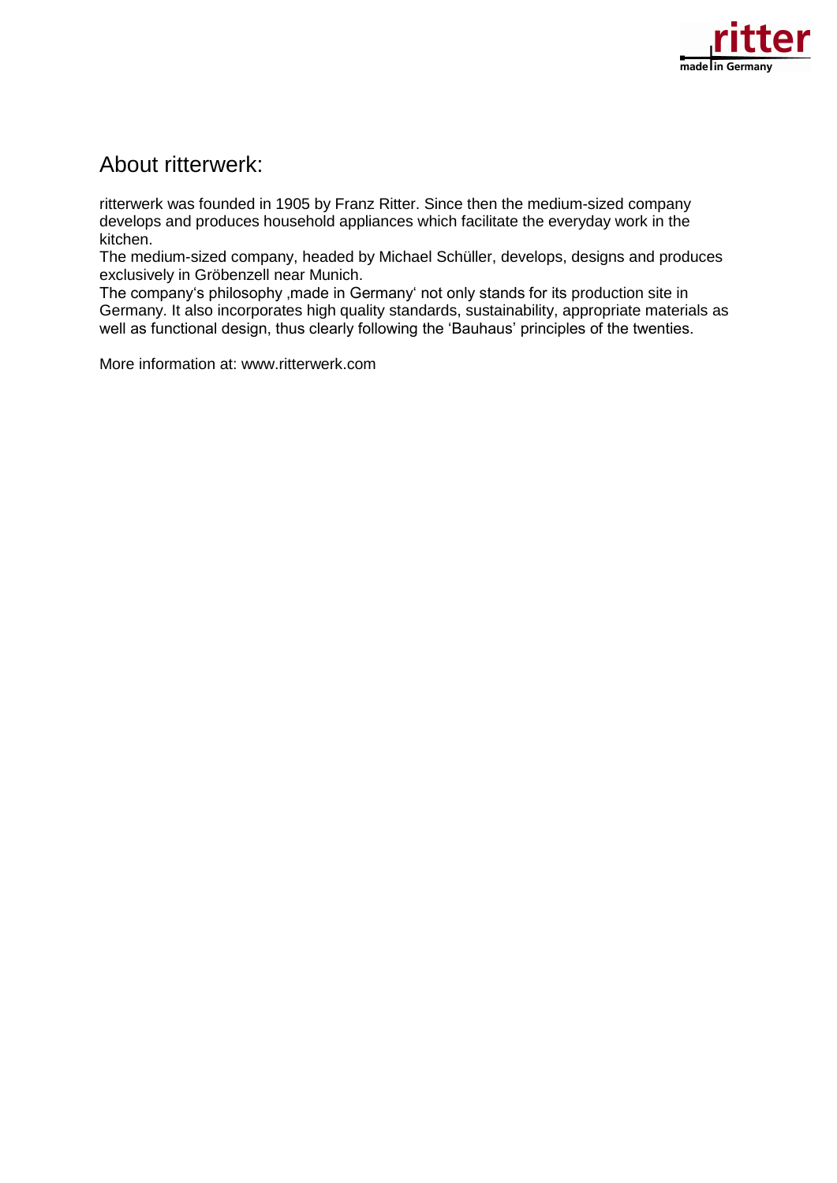## About ritterwerk:

ritterwerk was founded in 1905 by Franz Ritter. Since then the medium-sized company develops and produces household appliances which facilitate the everyday work in the kitchen.
The medium-sized company, headed by Michael Schüller, develops, designs and produces exclusively in Gröbenzell near Munich.
The company's philosophy ‚made in Germany' not only stands for its production site in Germany. It also incorporates high quality standards, sustainability, appropriate materials as well as functional design, thus clearly following the 'Bauhaus' principles of the twenties.

More information at: www.ritterwerk.com